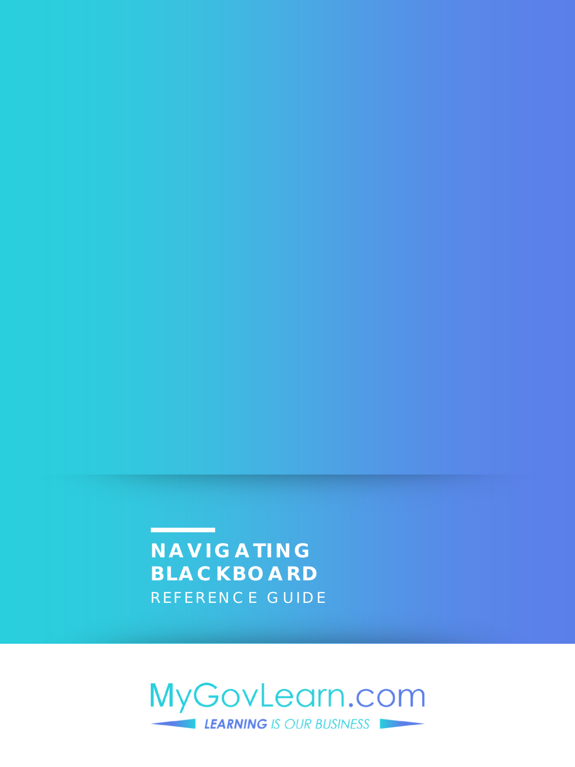# NAVIGATING BLACKBOARD

REFERENCE GUIDE

MyGovLearn.com

*LEARNING IS OUR BUSINESS*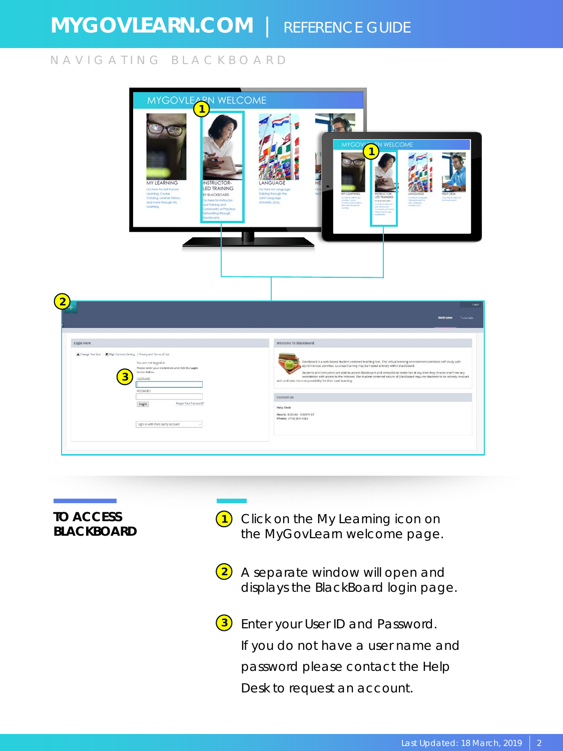NAVIGATING BLACKBOARD

## TO ACCESS BLACKBOARD

1. Click on the My Learning icon on the MyGovLearn welcome page.

2. A separate window will open and displays the BlackBoard login page.

3. Enter your User ID and Password. If you do not have a user name and password please contact the Help Desk to request an account.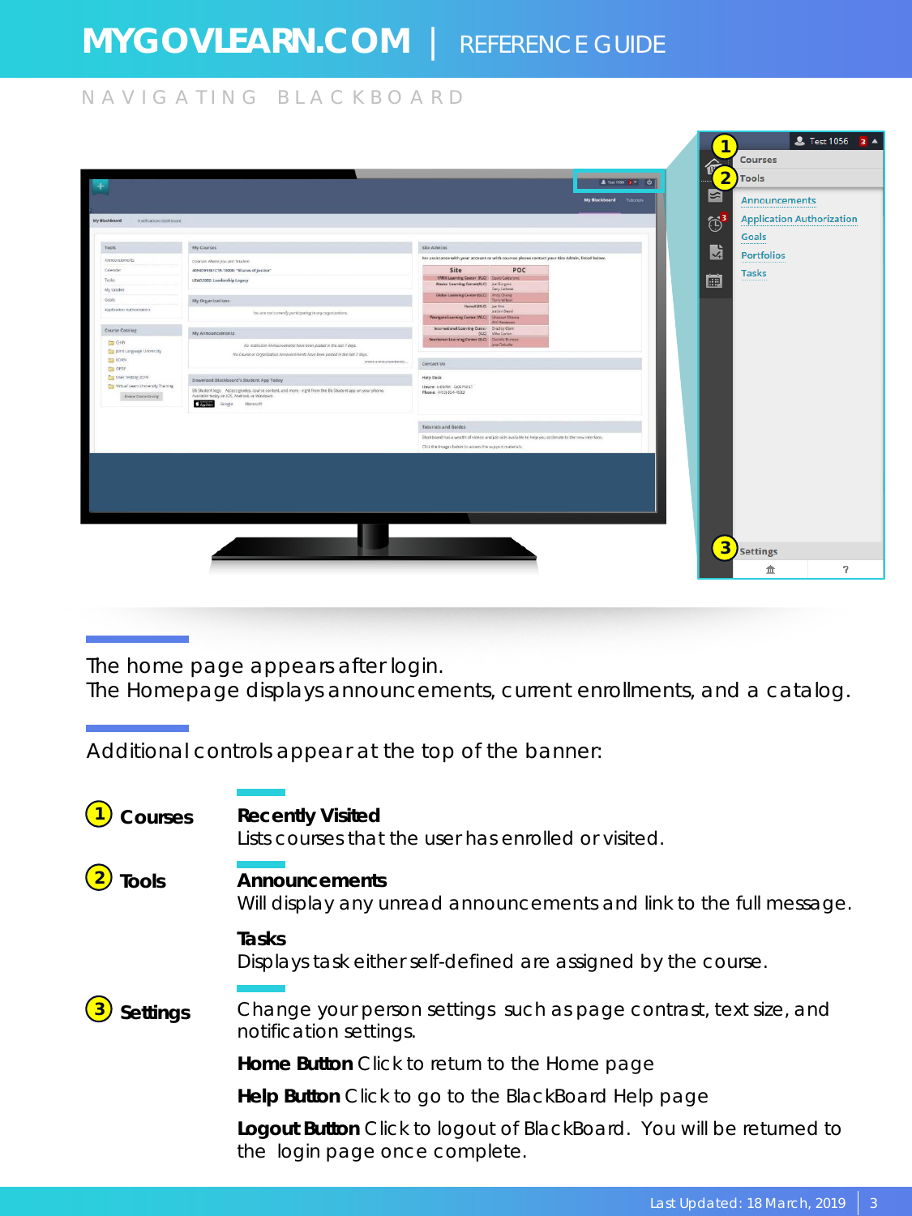## NAVIGATING BLACKBOARD

The home page appears after login.
The Homepage displays announcements, current enrollments, and a catalog.

Additional controls appear at the top of the banner:

**1 Courses**

**Recently Visited**
Lists courses that the user has enrolled or visited.

**2 Tools**

**Announcements**
Will display any unread announcements and link to the full message.

**Tasks**
Displays task either self-defined are assigned by the course.

**3 Settings**

Change your person settings such as page contrast, text size, and notification settings.

**Home Button** Click to return to the Home page

**Help Button** Click to go to the BlackBoard Help page

**Logout Button** Click to logout of BlackBoard. You will be returned to the login page once complete.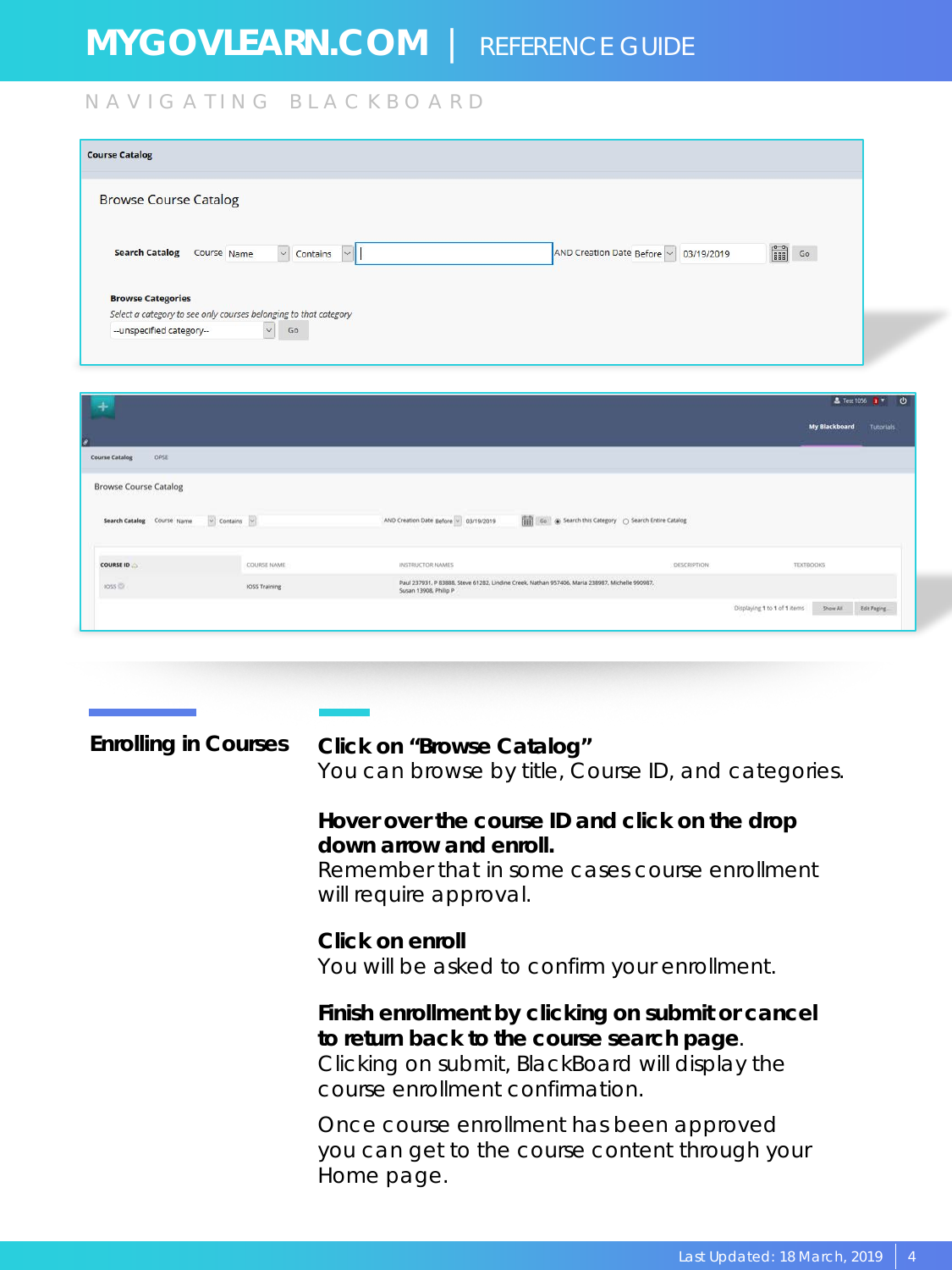## NAVIGATING BLACKBOARD

Course Catalog

Browse Course Catalog

Search Catalog Course Name Contains AND Creation Date Before 03/19/2019 Go

Browse Categories

*Select a category to see only courses belonging to that category*

--unspecified category-- Go

Course Catalog OPSE

Browse Course Catalog

Search Catalog Course Name Contains AND Creation Date Before 03/19/2019 Go Search this Category Search Entire Catalog

| COURSE ID | COURSE NAME | INSTRUCTOR NAMES | DESCRIPTION | TEXTBOOKS |
| --- | --- | --- | --- | --- |
| IOSS | IOSS Training | Paul 237931, P 83888, Steve 61282, Lindine Creek, Nathan 957406, Maria 238987, Michelle 990987, Susan 13908, Philip P | | |

Displaying 1 to 1 of 1 items Show All Edit Paging...

### Enrolling in Courses

**Click on "Browse Catalog"**
You can browse by title, Course ID, and categories.

**Hover over the course ID and click on the drop down arrow and enroll.**
Remember that in some cases course enrollment will require approval.

**Click on enroll**
You will be asked to confirm your enrollment.

**Finish enrollment by clicking on submit or cancel to return back to the course search page**.
Clicking on submit, BlackBoard will display the course enrollment confirmation.

Once course enrollment has been approved you can get to the course content through your Home page.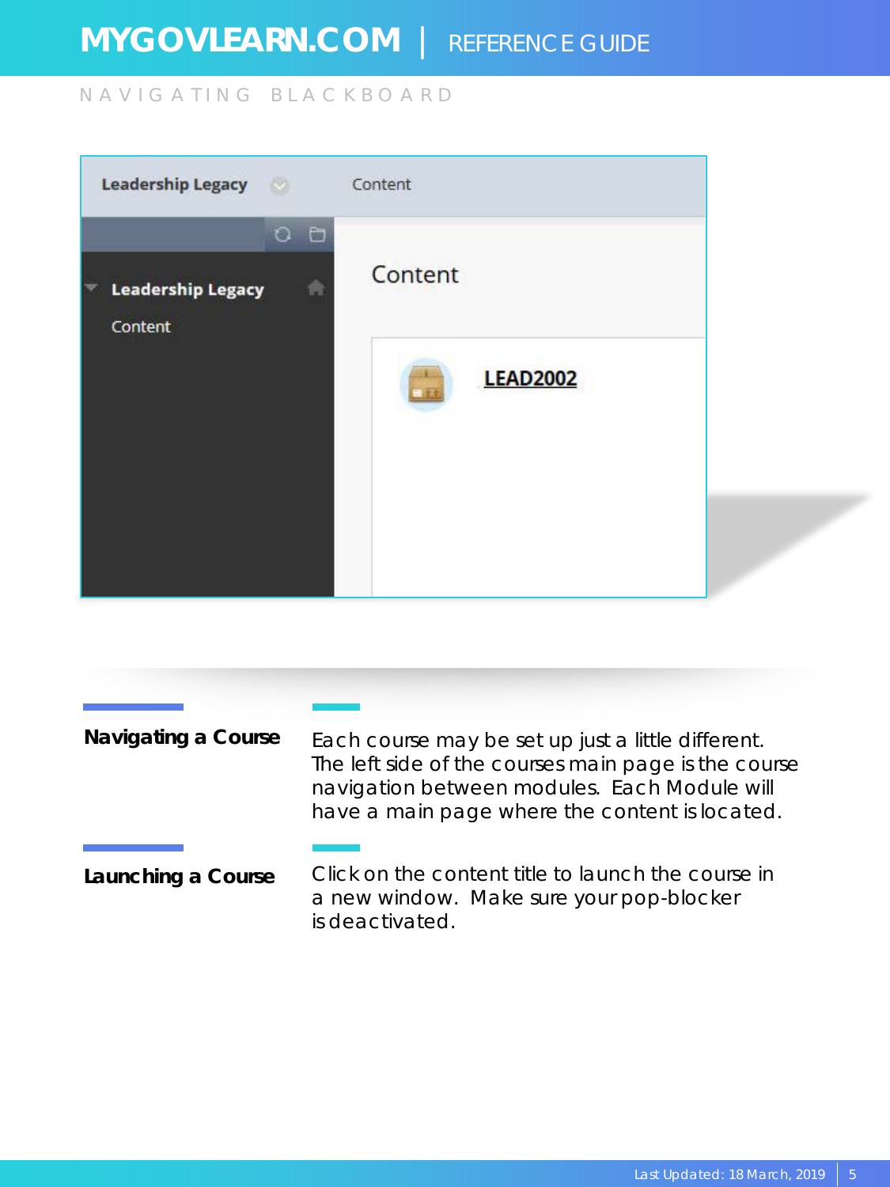NAVIGATING BLACKBOARD

**Navigating a Course**

Each course may be set up just a little different. The left side of the courses main page is the course navigation between modules. Each Module will have a main page where the content is located.

**Launching a Course**

Click on the content title to launch the course in a new window. Make sure your pop-blocker is deactivated.

Last Updated: 18 March, 2019